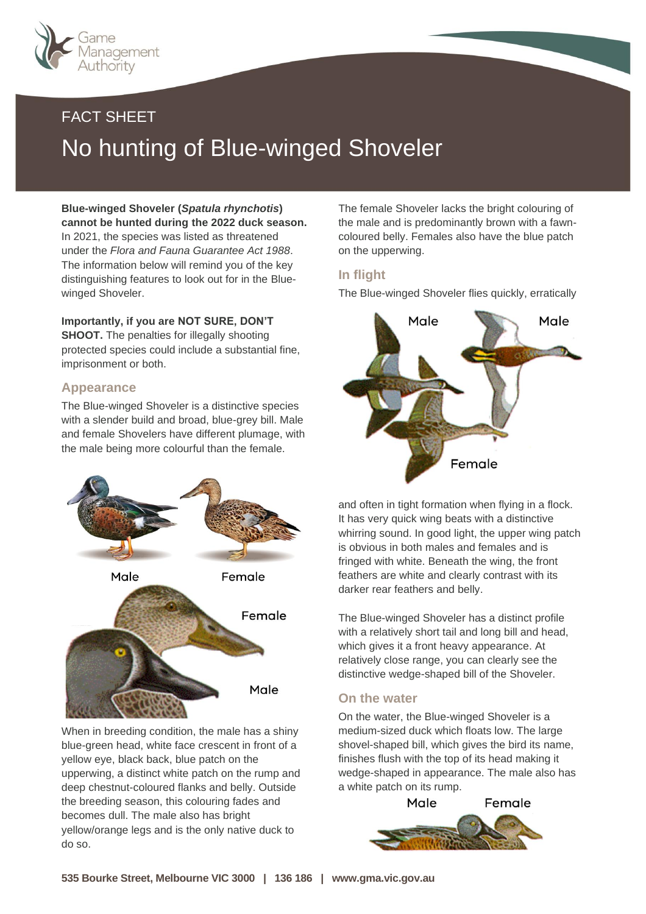FACT SHEET

# No hunting of Blue-winged Shoveler

**Blue-winged Shoveler (*Spatula rhynchotis*) cannot be hunted during the 2022 duck season.** In 2021, the species was listed as threatened under the *Flora and Fauna Guarantee Act 1988*. The information below will remind you of the key distinguishing features to look out for in the Blue-winged Shoveler.

**Importantly, if you are NOT SURE, DON'T SHOOT.** The penalties for illegally shooting protected species could include a substantial fine, imprisonment or both.

## Appearance

The Blue-winged Shoveler is a distinctive species with a slender build and broad, blue-grey bill. Male and female Shovelers have different plumage, with the male being more colourful than the female.

Male Female

Female

Male

When in breeding condition, the male has a shiny blue-green head, white face crescent in front of a yellow eye, black back, blue patch on the upperwing, a distinct white patch on the rump and deep chestnut-coloured flanks and belly. Outside the breeding season, this colouring fades and becomes dull. The male also has bright yellow/orange legs and is the only native duck to do so.

The female Shoveler lacks the bright colouring of the male and is predominantly brown with a fawn-coloured belly. Females also have the blue patch on the upperwing.

## In flight

The Blue-winged Shoveler flies quickly, erratically and often in tight formation when flying in a flock. It has very quick wing beats with a distinctive whirring sound. In good light, the upper wing patch is obvious in both males and females and is fringed with white. Beneath the wing, the front feathers are white and clearly contrast with its darker rear feathers and belly.

Male Male

Female

The Blue-winged Shoveler has a distinct profile with a relatively short tail and long bill and head, which gives it a front heavy appearance. At relatively close range, you can clearly see the distinctive wedge-shaped bill of the Shoveler.

## On the water

On the water, the Blue-winged Shoveler is a medium-sized duck which floats low. The large shovel-shaped bill, which gives the bird its name, finishes flush with the top of its head making it wedge-shaped in appearance. The male also has a white patch on its rump.

Male Female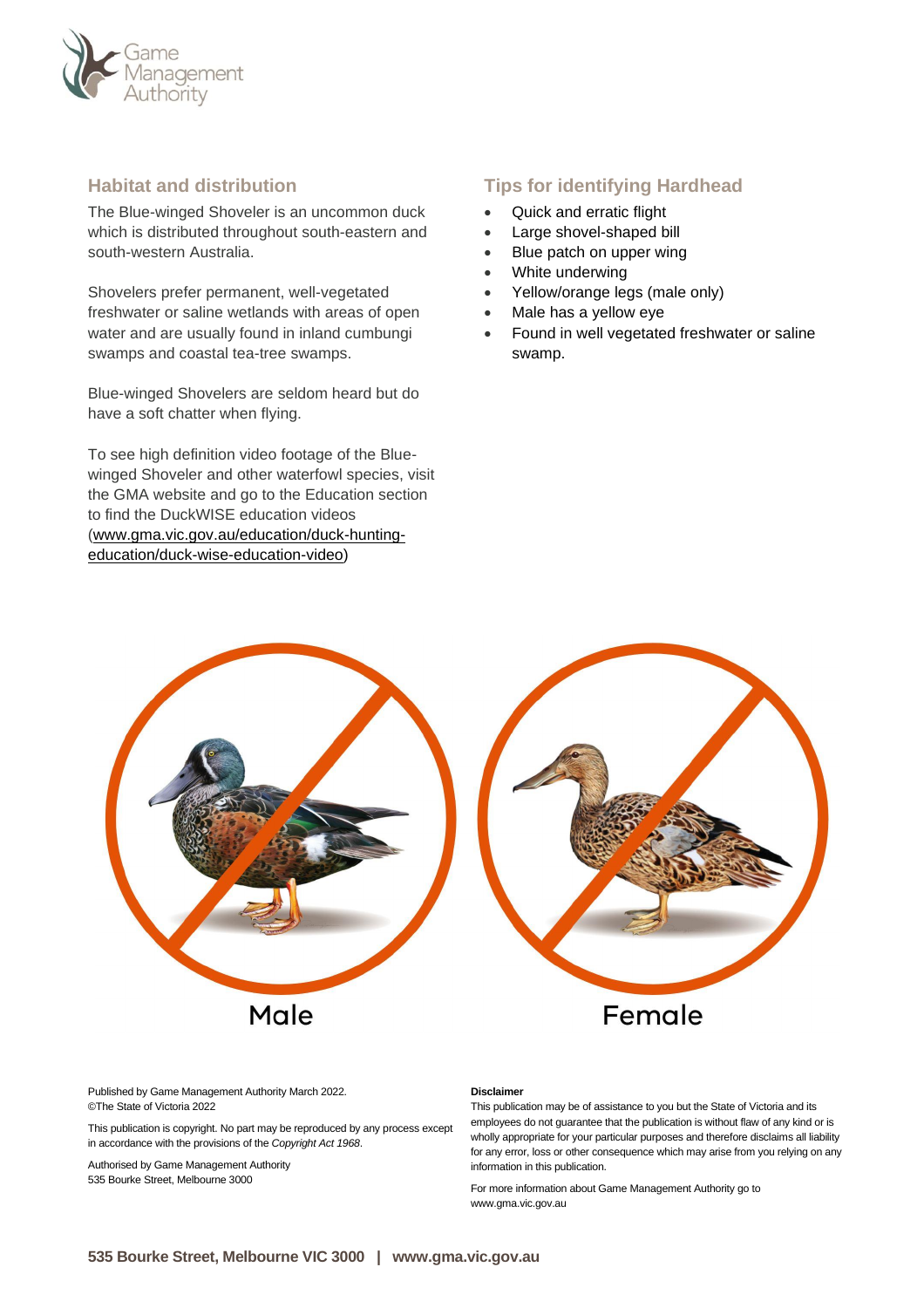## Habitat and distribution

The Blue-winged Shoveler is an uncommon duck which is distributed throughout south-eastern and south-western Australia.

Shovelers prefer permanent, well-vegetated freshwater or saline wetlands with areas of open water and are usually found in inland cumbungi swamps and coastal tea-tree swamps.

Blue-winged Shovelers are seldom heard but do have a soft chatter when flying.

To see high definition video footage of the Blue-winged Shoveler and other waterfowl species, visit the GMA website and go to the Education section to find the DuckWISE education videos (www.gma.vic.gov.au/education/duck-hunting-education/duck-wise-education-video)

## Tips for identifying Hardhead

- Quick and erratic flight
- Large shovel-shaped bill
- Blue patch on upper wing
- White underwing
- Yellow/orange legs (male only)
- Male has a yellow eye
- Found in well vegetated freshwater or saline swamp.

Male

Female

Published by Game Management Authority March 2022.
©The State of Victoria 2022

This publication is copyright. No part may be reproduced by any process except in accordance with the provisions of the *Copyright Act 1968*.

Authorised by Game Management Authority
535 Bourke Street, Melbourne 3000

**Disclaimer**

This publication may be of assistance to you but the State of Victoria and its employees do not guarantee that the publication is without flaw of any kind or is wholly appropriate for your particular purposes and therefore disclaims all liability for any error, loss or other consequence which may arise from you relying on any information in this publication.

For more information about Game Management Authority go to www.gma.vic.gov.au

**535 Bourke Street, Melbourne VIC 3000 | www.gma.vic.gov.au**